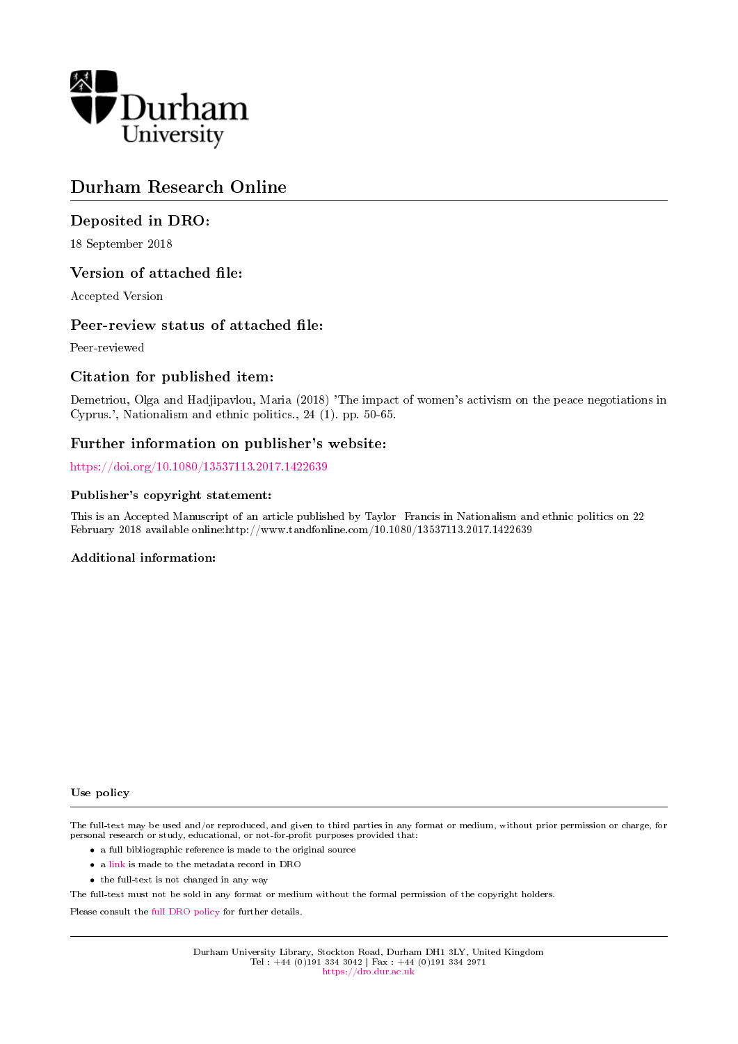Durham University

# Durham Research Online

## Deposited in DRO:

18 September 2018

## Version of attached file:

Accepted Version

## Peer-review status of attached file:

Peer-reviewed

## Citation for published item:

Demetriou, Olga and Hadjipavlou, Maria (2018) 'The impact of women's activism on the peace negotiations in Cyprus.', Nationalism and ethnic politics., 24 (1). pp. 50-65.

## Further information on publisher's website:

https://doi.org/10.1080/13537113.2017.1422639

### Publisher's copyright statement:

This is an Accepted Manuscript of an article published by Taylor Francis in Nationalism and ethnic politics on 22 February 2018 available online:http://www.tandfonline.com/10.1080/13537113.2017.1422639

### Additional information:

#### Use policy

The full-text may be used and/or reproduced, and given to third parties in any format or medium, without prior permission or charge, for personal research or study, educational, or not-for-profit purposes provided that:

- a full bibliographic reference is made to the original source
- a link is made to the metadata record in DRO
- the full-text is not changed in any way

The full-text must not be sold in any format or medium without the formal permission of the copyright holders.

Please consult the full DRO policy for further details.

Durham University Library, Stockton Road, Durham DH1 3LY, United Kingdom
Tel : +44 (0)191 334 3042 | Fax : +44 (0)191 334 2971
https://dro.dur.ac.uk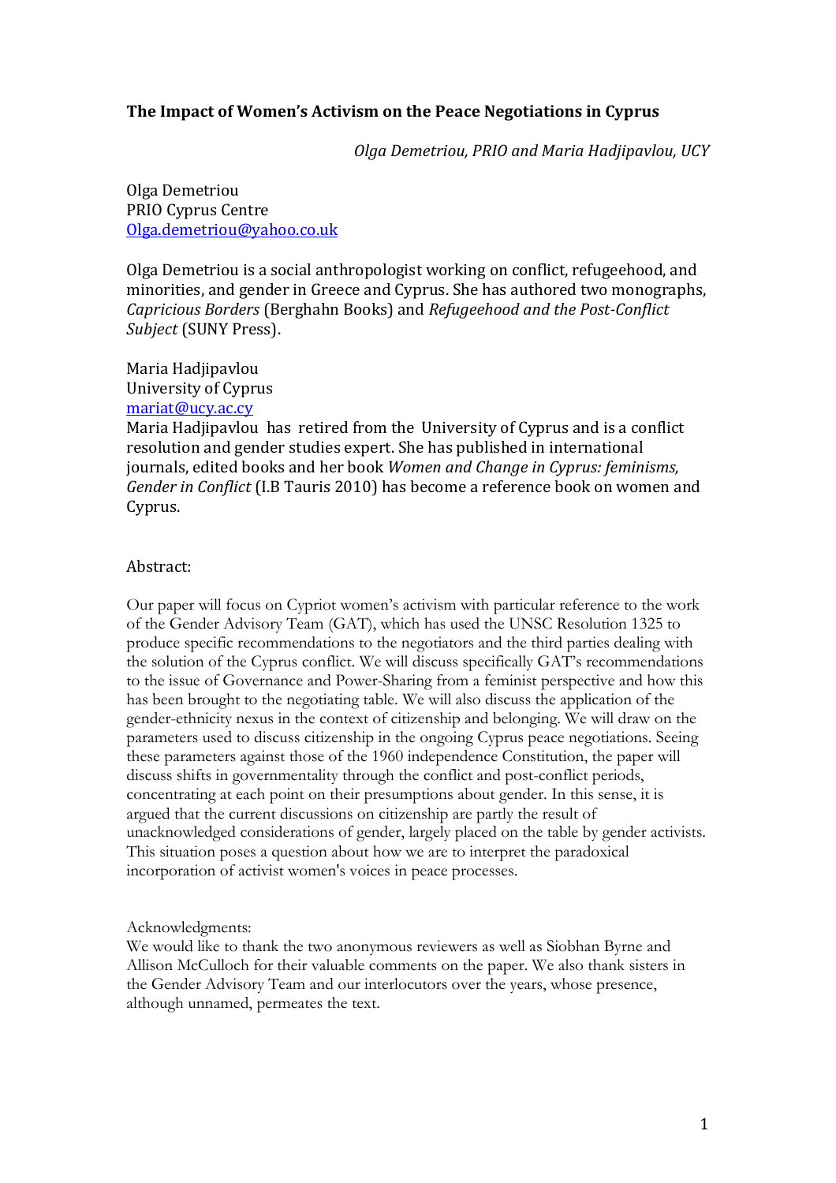**The Impact of Women's Activism on the Peace Negotiations in Cyprus**

*Olga Demetriou, PRIO and Maria Hadjipavlou, UCY*

Olga Demetriou
PRIO Cyprus Centre
Olga.demetriou@yahoo.co.uk

Olga Demetriou is a social anthropologist working on conflict, refugeehood, and minorities, and gender in Greece and Cyprus. She has authored two monographs, *Capricious Borders* (Berghahn Books) and *Refugeehood and the Post-Conflict Subject* (SUNY Press).

Maria Hadjipavlou
University of Cyprus
mariat@ucy.ac.cy
Maria Hadjipavlou has retired from the University of Cyprus and is a conflict resolution and gender studies expert. She has published in international journals, edited books and her book *Women and Change in Cyprus: feminisms, Gender in Conflict* (I.B Tauris 2010) has become a reference book on women and Cyprus.

Abstract:

Our paper will focus on Cypriot women's activism with particular reference to the work of the Gender Advisory Team (GAT), which has used the UNSC Resolution 1325 to produce specific recommendations to the negotiators and the third parties dealing with the solution of the Cyprus conflict. We will discuss specifically GAT's recommendations to the issue of Governance and Power-Sharing from a feminist perspective and how this has been brought to the negotiating table. We will also discuss the application of the gender-ethnicity nexus in the context of citizenship and belonging. We will draw on the parameters used to discuss citizenship in the ongoing Cyprus peace negotiations. Seeing these parameters against those of the 1960 independence Constitution, the paper will discuss shifts in governmentality through the conflict and post-conflict periods, concentrating at each point on their presumptions about gender. In this sense, it is argued that the current discussions on citizenship are partly the result of unacknowledged considerations of gender, largely placed on the table by gender activists. This situation poses a question about how we are to interpret the paradoxical incorporation of activist women's voices in peace processes.

Acknowledgments:
We would like to thank the two anonymous reviewers as well as Siobhan Byrne and Allison McCulloch for their valuable comments on the paper. We also thank sisters in the Gender Advisory Team and our interlocutors over the years, whose presence, although unnamed, permeates the text.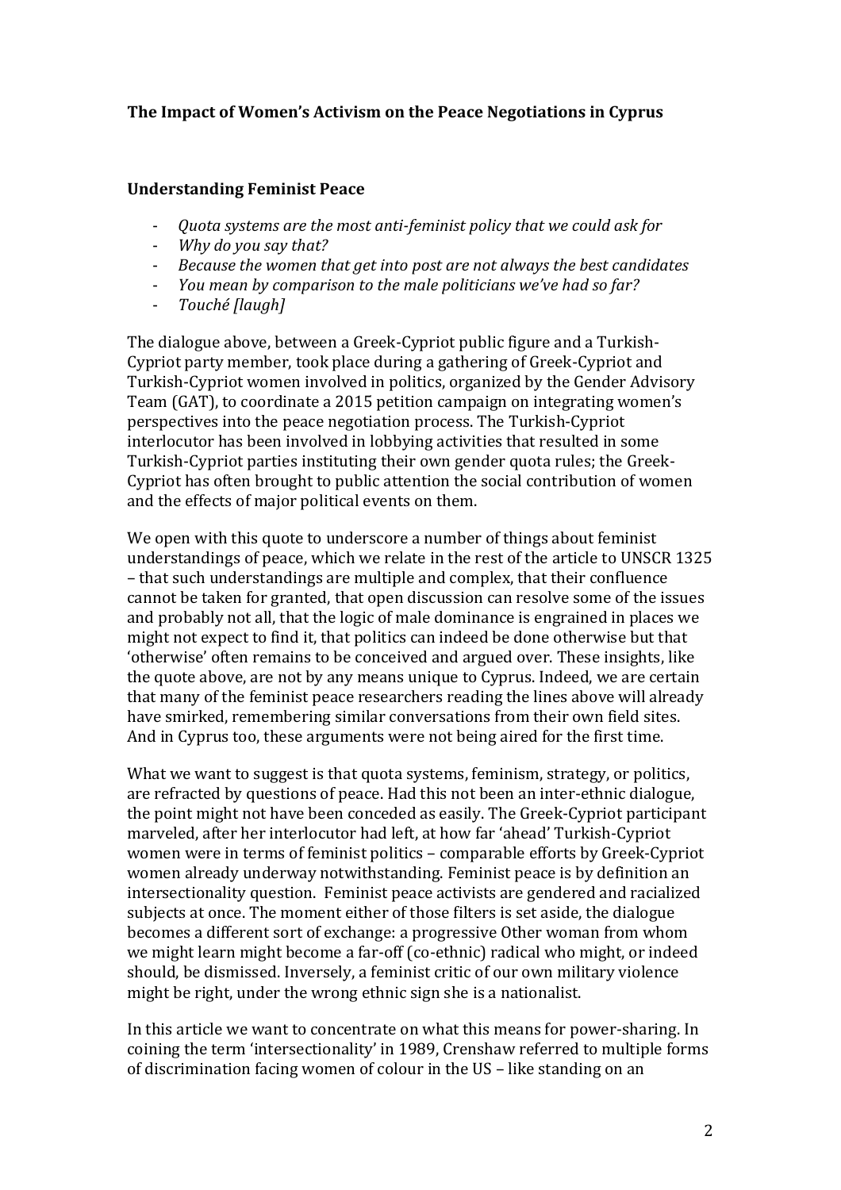**The Impact of Women's Activism on the Peace Negotiations in Cyprus**

**Understanding Feminist Peace**

- *Quota systems are the most anti-feminist policy that we could ask for*
- *Why do you say that?*
- *Because the women that get into post are not always the best candidates*
- *You mean by comparison to the male politicians we've had so far?*
- *Touché [laugh]*

The dialogue above, between a Greek-Cypriot public figure and a Turkish-Cypriot party member, took place during a gathering of Greek-Cypriot and Turkish-Cypriot women involved in politics, organized by the Gender Advisory Team (GAT), to coordinate a 2015 petition campaign on integrating women's perspectives into the peace negotiation process. The Turkish-Cypriot interlocutor has been involved in lobbying activities that resulted in some Turkish-Cypriot parties instituting their own gender quota rules; the Greek-Cypriot has often brought to public attention the social contribution of women and the effects of major political events on them.

We open with this quote to underscore a number of things about feminist understandings of peace, which we relate in the rest of the article to UNSCR 1325 – that such understandings are multiple and complex, that their confluence cannot be taken for granted, that open discussion can resolve some of the issues and probably not all, that the logic of male dominance is engrained in places we might not expect to find it, that politics can indeed be done otherwise but that 'otherwise' often remains to be conceived and argued over. These insights, like the quote above, are not by any means unique to Cyprus. Indeed, we are certain that many of the feminist peace researchers reading the lines above will already have smirked, remembering similar conversations from their own field sites. And in Cyprus too, these arguments were not being aired for the first time.

What we want to suggest is that quota systems, feminism, strategy, or politics, are refracted by questions of peace. Had this not been an inter-ethnic dialogue, the point might not have been conceded as easily. The Greek-Cypriot participant marveled, after her interlocutor had left, at how far 'ahead' Turkish-Cypriot women were in terms of feminist politics – comparable efforts by Greek-Cypriot women already underway notwithstanding. Feminist peace is by definition an intersectionality question. Feminist peace activists are gendered and racialized subjects at once. The moment either of those filters is set aside, the dialogue becomes a different sort of exchange: a progressive Other woman from whom we might learn might become a far-off (co-ethnic) radical who might, or indeed should, be dismissed. Inversely, a feminist critic of our own military violence might be right, under the wrong ethnic sign she is a nationalist.

In this article we want to concentrate on what this means for power-sharing. In coining the term 'intersectionality' in 1989, Crenshaw referred to multiple forms of discrimination facing women of colour in the US – like standing on an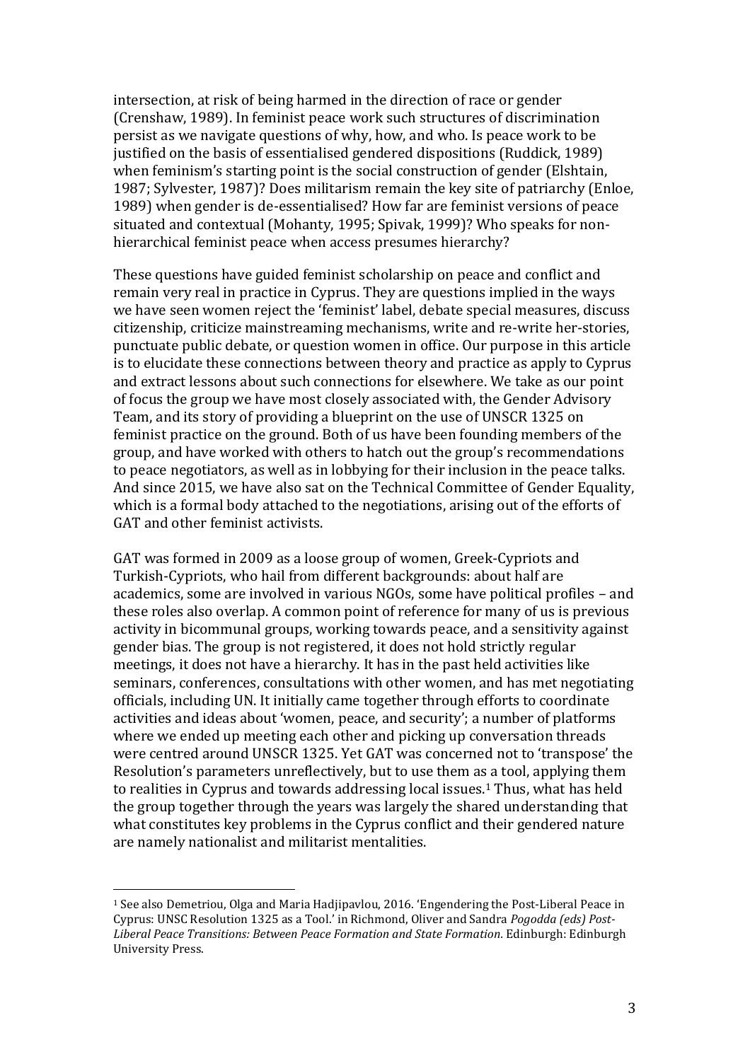intersection, at risk of being harmed in the direction of race or gender (Crenshaw, 1989). In feminist peace work such structures of discrimination persist as we navigate questions of why, how, and who. Is peace work to be justified on the basis of essentialised gendered dispositions (Ruddick, 1989) when feminism's starting point is the social construction of gender (Elshtain, 1987; Sylvester, 1987)? Does militarism remain the key site of patriarchy (Enloe, 1989) when gender is de-essentialised? How far are feminist versions of peace situated and contextual (Mohanty, 1995; Spivak, 1999)? Who speaks for non-hierarchical feminist peace when access presumes hierarchy?

These questions have guided feminist scholarship on peace and conflict and remain very real in practice in Cyprus. They are questions implied in the ways we have seen women reject the 'feminist' label, debate special measures, discuss citizenship, criticize mainstreaming mechanisms, write and re-write her-stories, punctuate public debate, or question women in office. Our purpose in this article is to elucidate these connections between theory and practice as apply to Cyprus and extract lessons about such connections for elsewhere. We take as our point of focus the group we have most closely associated with, the Gender Advisory Team, and its story of providing a blueprint on the use of UNSCR 1325 on feminist practice on the ground. Both of us have been founding members of the group, and have worked with others to hatch out the group's recommendations to peace negotiators, as well as in lobbying for their inclusion in the peace talks. And since 2015, we have also sat on the Technical Committee of Gender Equality, which is a formal body attached to the negotiations, arising out of the efforts of GAT and other feminist activists.

GAT was formed in 2009 as a loose group of women, Greek-Cypriots and Turkish-Cypriots, who hail from different backgrounds: about half are academics, some are involved in various NGOs, some have political profiles – and these roles also overlap. A common point of reference for many of us is previous activity in bicommunal groups, working towards peace, and a sensitivity against gender bias. The group is not registered, it does not hold strictly regular meetings, it does not have a hierarchy. It has in the past held activities like seminars, conferences, consultations with other women, and has met negotiating officials, including UN. It initially came together through efforts to coordinate activities and ideas about 'women, peace, and security'; a number of platforms where we ended up meeting each other and picking up conversation threads were centred around UNSCR 1325. Yet GAT was concerned not to 'transpose' the Resolution's parameters unreflectively, but to use them as a tool, applying them to realities in Cyprus and towards addressing local issues.[1] Thus, what has held the group together through the years was largely the shared understanding that what constitutes key problems in the Cyprus conflict and their gendered nature are namely nationalist and militarist mentalities.

---

[1] See also Demetriou, Olga and Maria Hadjipavlou, 2016. 'Engendering the Post-Liberal Peace in Cyprus: UNSC Resolution 1325 as a Tool.' in Richmond, Oliver and Sandra *Pogodda (eds) Post-Liberal Peace Transitions: Between Peace Formation and State Formation.* Edinburgh: Edinburgh University Press.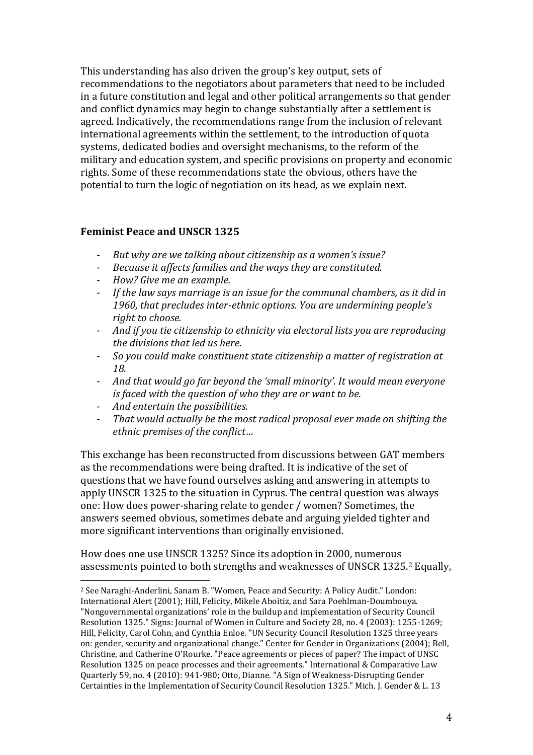This understanding has also driven the group's key output, sets of recommendations to the negotiators about parameters that need to be included in a future constitution and legal and other political arrangements so that gender and conflict dynamics may begin to change substantially after a settlement is agreed. Indicatively, the recommendations range from the inclusion of relevant international agreements within the settlement, to the introduction of quota systems, dedicated bodies and oversight mechanisms, to the reform of the military and education system, and specific provisions on property and economic rights. Some of these recommendations state the obvious, others have the potential to turn the logic of negotiation on its head, as we explain next.

## Feminist Peace and UNSCR 1325

- *But why are we talking about citizenship as a women's issue?*
- *Because it affects families and the ways they are constituted.*
- *How? Give me an example.*
- *If the law says marriage is an issue for the communal chambers, as it did in 1960, that precludes inter-ethnic options. You are undermining people's right to choose.*
- *And if you tie citizenship to ethnicity via electoral lists you are reproducing the divisions that led us here.*
- *So you could make constituent state citizenship a matter of registration at 18.*
- *And that would go far beyond the 'small minority'. It would mean everyone is faced with the question of who they are or want to be.*
- *And entertain the possibilities.*
- *That would actually be the most radical proposal ever made on shifting the ethnic premises of the conflict…*

This exchange has been reconstructed from discussions between GAT members as the recommendations were being drafted. It is indicative of the set of questions that we have found ourselves asking and answering in attempts to apply UNSCR 1325 to the situation in Cyprus. The central question was always one: How does power-sharing relate to gender / women? Sometimes, the answers seemed obvious, sometimes debate and arguing yielded tighter and more significant interventions than originally envisioned.

How does one use UNSCR 1325? Since its adoption in 2000, numerous assessments pointed to both strengths and weaknesses of UNSCR 1325.[2] Equally,

[2] See Naraghi-Anderlini, Sanam B. "Women, Peace and Security: A Policy Audit." London: International Alert (2001); Hill, Felicity, Mikele Aboitiz, and Sara Poehlman-Doumbouya. "Nongovernmental organizations' role in the buildup and implementation of Security Council Resolution 1325." Signs: Journal of Women in Culture and Society 28, no. 4 (2003): 1255-1269; Hill, Felicity, Carol Cohn, and Cynthia Enloe. "UN Security Council Resolution 1325 three years on: gender, security and organizational change." Center for Gender in Organizations (2004); Bell, Christine, and Catherine O'Rourke. "Peace agreements or pieces of paper? The impact of UNSC Resolution 1325 on peace processes and their agreements." International & Comparative Law Quarterly 59, no. 4 (2010): 941-980; Otto, Dianne. "A Sign of Weakness-Disrupting Gender Certainties in the Implementation of Security Council Resolution 1325." Mich. J. Gender & L. 13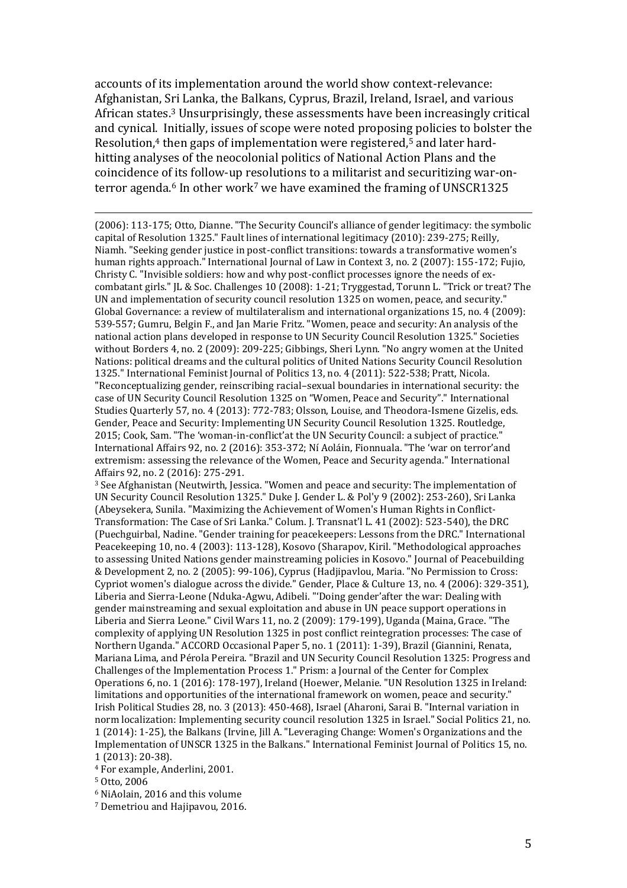accounts of its implementation around the world show context-relevance: Afghanistan, Sri Lanka, the Balkans, Cyprus, Brazil, Ireland, Israel, and various African states.[3] Unsurprisingly, these assessments have been increasingly critical and cynical. Initially, issues of scope were noted proposing policies to bolster the Resolution,[4] then gaps of implementation were registered,[5] and later hard-hitting analyses of the neocolonial politics of National Action Plans and the coincidence of its follow-up resolutions to a militarist and securitizing war-on-terror agenda.[6] In other work[7] we have examined the framing of UNSCR1325

---

(2006): 113-175; Otto, Dianne. "The Security Council's alliance of gender legitimacy: the symbolic capital of Resolution 1325." Fault lines of international legitimacy (2010): 239-275; Reilly, Niamh. "Seeking gender justice in post-conflict transitions: towards a transformative women's human rights approach." International Journal of Law in Context 3, no. 2 (2007): 155-172; Fujio, Christy C. "Invisible soldiers: how and why post-conflict processes ignore the needs of ex-combatant girls." JL & Soc. Challenges 10 (2008): 1-21; Tryggestad, Torunn L. "Trick or treat? The UN and implementation of security council resolution 1325 on women, peace, and security." Global Governance: a review of multilateralism and international organizations 15, no. 4 (2009): 539-557; Gumru, Belgin F., and Jan Marie Fritz. "Women, peace and security: An analysis of the national action plans developed in response to UN Security Council Resolution 1325." Societies without Borders 4, no. 2 (2009): 209-225; Gibbings, Sheri Lynn. "No angry women at the United Nations: political dreams and the cultural politics of United Nations Security Council Resolution 1325." International Feminist Journal of Politics 13, no. 4 (2011): 522-538; Pratt, Nicola. "Reconceptualizing gender, reinscribing racial–sexual boundaries in international security: the case of UN Security Council Resolution 1325 on "Women, Peace and Security"." International Studies Quarterly 57, no. 4 (2013): 772-783; Olsson, Louise, and Theodora-Ismene Gizelis, eds. Gender, Peace and Security: Implementing UN Security Council Resolution 1325. Routledge, 2015; Cook, Sam. "The 'woman-in-conflict'at the UN Security Council: a subject of practice." International Affairs 92, no. 2 (2016): 353-372; Ní Aoláin, Fionnuala. "The 'war on terror'and extremism: assessing the relevance of the Women, Peace and Security agenda." International Affairs 92, no. 2 (2016): 275-291.

[3] See Afghanistan (Neutwirth, Jessica. "Women and peace and security: The implementation of UN Security Council Resolution 1325." Duke J. Gender L. & Pol'y 9 (2002): 253-260), Sri Lanka (Abeysekera, Sunila. "Maximizing the Achievement of Women's Human Rights in Conflict-Transformation: The Case of Sri Lanka." Colum. J. Transnat'l L. 41 (2002): 523-540), the DRC (Puechguirbal, Nadine. "Gender training for peacekeepers: Lessons from the DRC." International Peacekeeping 10, no. 4 (2003): 113-128), Kosovo (Sharapov, Kiril. "Methodological approaches to assessing United Nations gender mainstreaming policies in Kosovo." Journal of Peacebuilding & Development 2, no. 2 (2005): 99-106), Cyprus (Hadjipavlou, Maria. "No Permission to Cross: Cypriot women's dialogue across the divide." Gender, Place & Culture 13, no. 4 (2006): 329-351), Liberia and Sierra-Leone (Nduka-Agwu, Adibeli. "'Doing gender'after the war: Dealing with gender mainstreaming and sexual exploitation and abuse in UN peace support operations in Liberia and Sierra Leone." Civil Wars 11, no. 2 (2009): 179-199), Uganda (Maina, Grace. "The complexity of applying UN Resolution 1325 in post conflict reintegration processes: The case of Northern Uganda." ACCORD Occasional Paper 5, no. 1 (2011): 1-39), Brazil (Giannini, Renata, Mariana Lima, and Pérola Pereira. "Brazil and UN Security Council Resolution 1325: Progress and Challenges of the Implementation Process 1." Prism: a Journal of the Center for Complex Operations 6, no. 1 (2016): 178-197), Ireland (Hoewer, Melanie. "UN Resolution 1325 in Ireland: limitations and opportunities of the international framework on women, peace and security." Irish Political Studies 28, no. 3 (2013): 450-468), Israel (Aharoni, Sarai B. "Internal variation in norm localization: Implementing security council resolution 1325 in Israel." Social Politics 21, no. 1 (2014): 1-25), the Balkans (Irvine, Jill A. "Leveraging Change: Women's Organizations and the Implementation of UNSCR 1325 in the Balkans." International Feminist Journal of Politics 15, no. 1 (2013): 20-38).

[4] For example, Anderlini, 2001.

[5] Otto, 2006

[6] NiAolain, 2016 and this volume

[7] Demetriou and Hajipavou, 2016.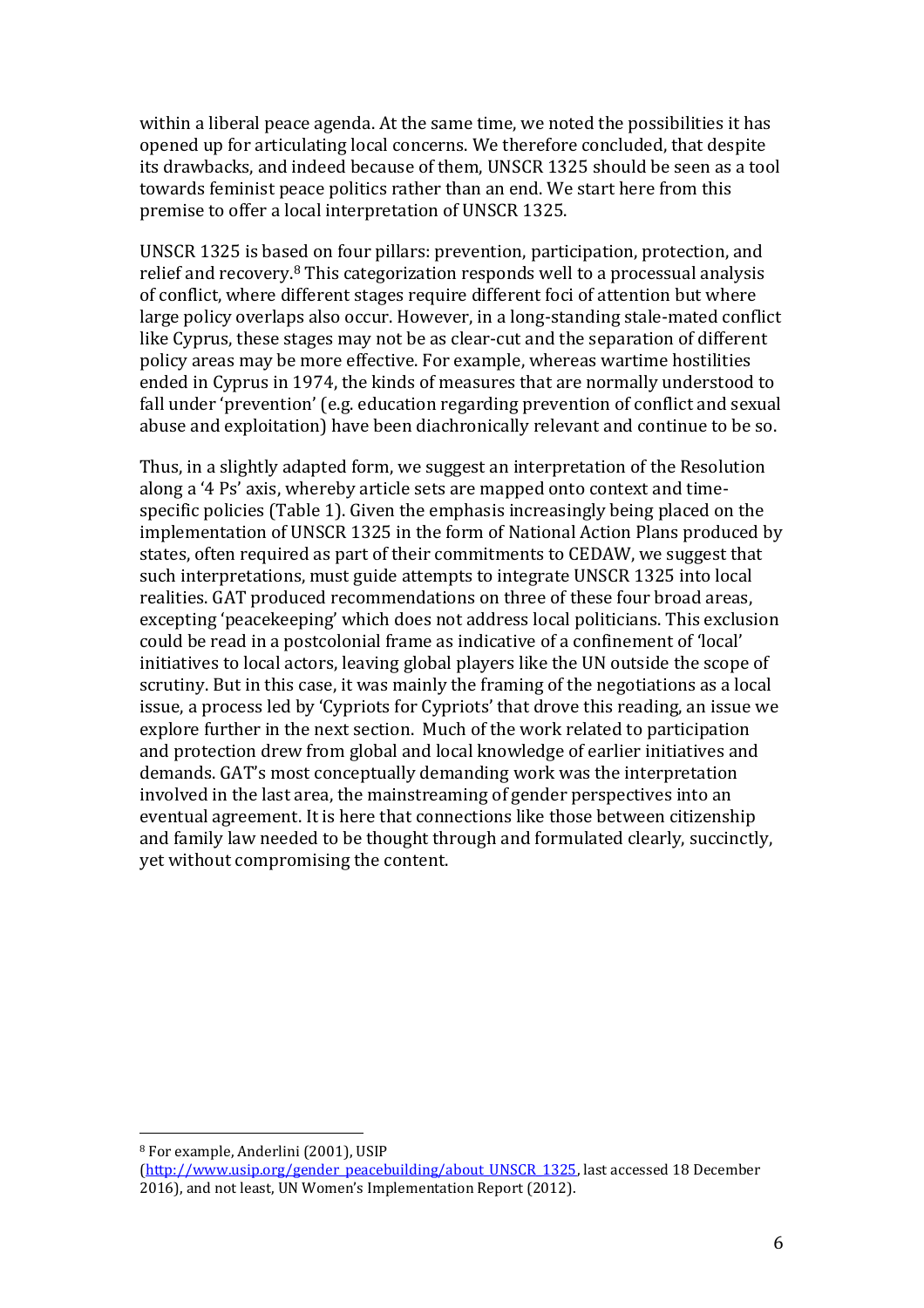within a liberal peace agenda. At the same time, we noted the possibilities it has opened up for articulating local concerns. We therefore concluded, that despite its drawbacks, and indeed because of them, UNSCR 1325 should be seen as a tool towards feminist peace politics rather than an end. We start here from this premise to offer a local interpretation of UNSCR 1325.

UNSCR 1325 is based on four pillars: prevention, participation, protection, and relief and recovery.[8] This categorization responds well to a processual analysis of conflict, where different stages require different foci of attention but where large policy overlaps also occur. However, in a long-standing stale-mated conflict like Cyprus, these stages may not be as clear-cut and the separation of different policy areas may be more effective. For example, whereas wartime hostilities ended in Cyprus in 1974, the kinds of measures that are normally understood to fall under 'prevention' (e.g. education regarding prevention of conflict and sexual abuse and exploitation) have been diachronically relevant and continue to be so.

Thus, in a slightly adapted form, we suggest an interpretation of the Resolution along a '4 Ps' axis, whereby article sets are mapped onto context and time-specific policies (Table 1). Given the emphasis increasingly being placed on the implementation of UNSCR 1325 in the form of National Action Plans produced by states, often required as part of their commitments to CEDAW, we suggest that such interpretations, must guide attempts to integrate UNSCR 1325 into local realities. GAT produced recommendations on three of these four broad areas, excepting 'peacekeeping' which does not address local politicians. This exclusion could be read in a postcolonial frame as indicative of a confinement of 'local' initiatives to local actors, leaving global players like the UN outside the scope of scrutiny. But in this case, it was mainly the framing of the negotiations as a local issue, a process led by 'Cypriots for Cypriots' that drove this reading, an issue we explore further in the next section. Much of the work related to participation and protection drew from global and local knowledge of earlier initiatives and demands. GAT's most conceptually demanding work was the interpretation involved in the last area, the mainstreaming of gender perspectives into an eventual agreement. It is here that connections like those between citizenship and family law needed to be thought through and formulated clearly, succinctly, yet without compromising the content.

---

[8] For example, Anderlini (2001), USIP (http://www.usip.org/gender_peacebuilding/about_UNSCR_1325, last accessed 18 December 2016), and not least, UN Women's Implementation Report (2012).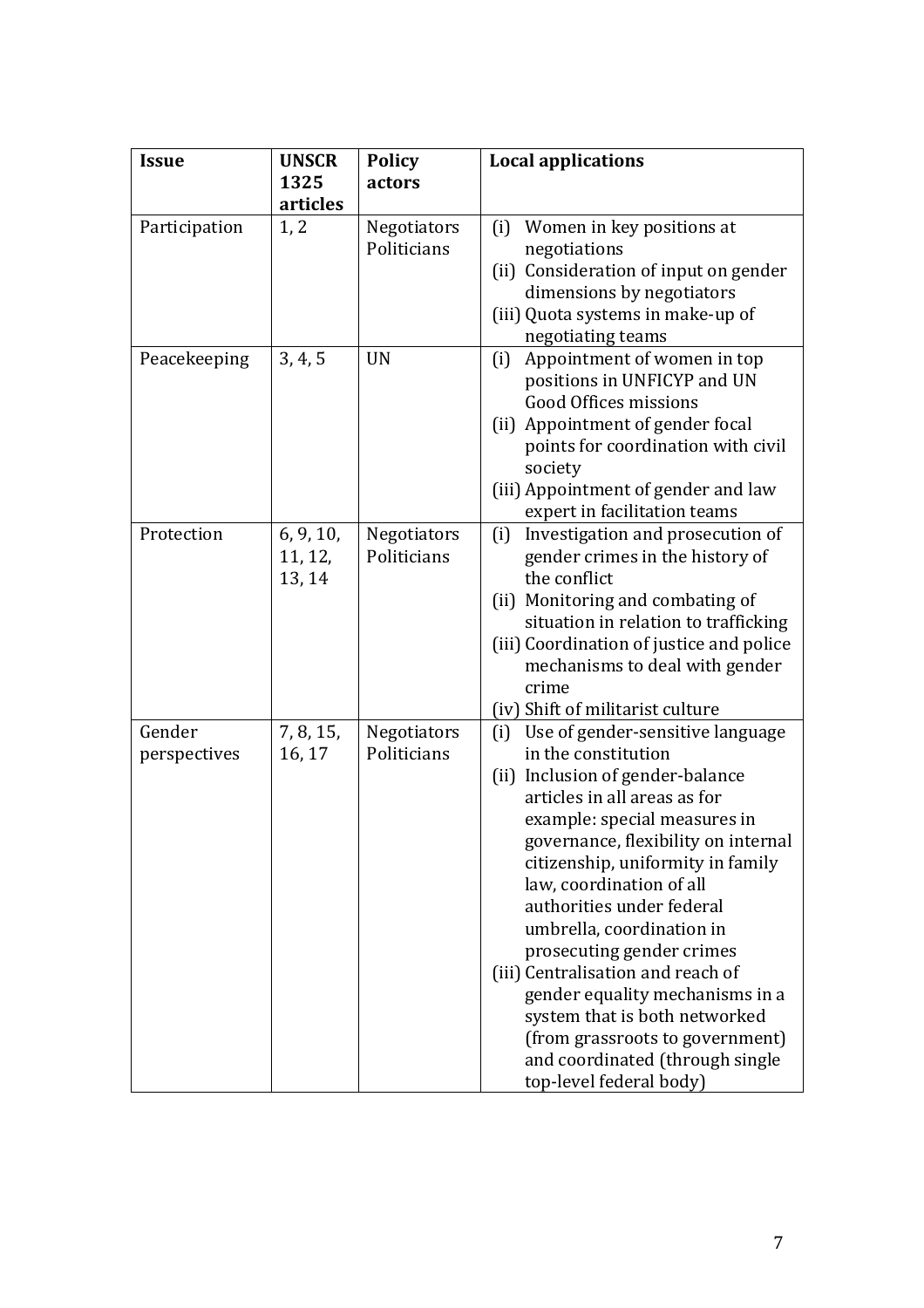| Issue | UNSCR 1325 articles | Policy actors | Local applications |
|---|---|---|---|
| Participation | 1, 2 | Negotiators Politicians | (i) Women in key positions at negotiations<br>(ii) Consideration of input on gender dimensions by negotiators<br>(iii) Quota systems in make-up of negotiating teams |
| Peacekeeping | 3, 4, 5 | UN | (i) Appointment of women in top positions in UNFICYP and UN Good Offices missions<br>(ii) Appointment of gender focal points for coordination with civil society<br>(iii) Appointment of gender and law expert in facilitation teams |
| Protection | 6, 9, 10, 11, 12, 13, 14 | Negotiators Politicians | (i) Investigation and prosecution of gender crimes in the history of the conflict<br>(ii) Monitoring and combating of situation in relation to trafficking<br>(iii) Coordination of justice and police mechanisms to deal with gender crime<br>(iv) Shift of militarist culture |
| Gender perspectives | 7, 8, 15, 16, 17 | Negotiators Politicians | (i) Use of gender-sensitive language in the constitution<br>(ii) Inclusion of gender-balance articles in all areas as for example: special measures in governance, flexibility on internal citizenship, uniformity in family law, coordination of all authorities under federal umbrella, coordination in prosecuting gender crimes<br>(iii) Centralisation and reach of gender equality mechanisms in a system that is both networked (from grassroots to government) and coordinated (through single top-level federal body) |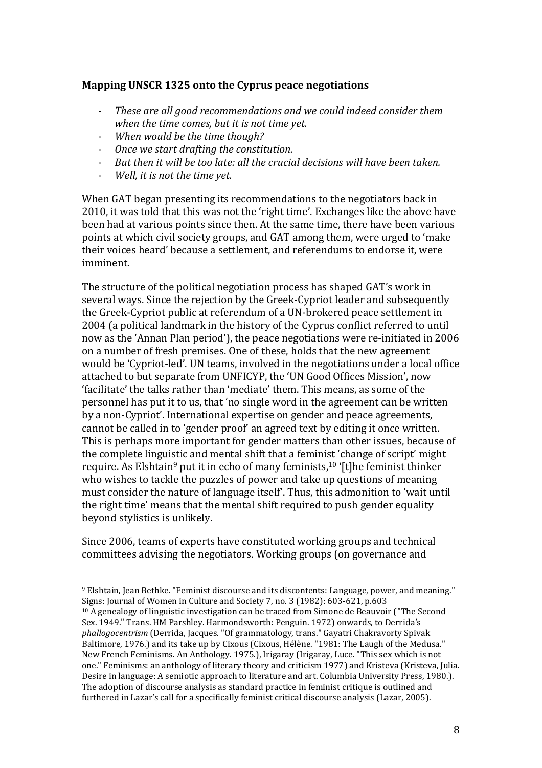**Mapping UNSCR 1325 onto the Cyprus peace negotiations**

- *These are all good recommendations and we could indeed consider them when the time comes, but it is not time yet.*
- *When would be the time though?*
- *Once we start drafting the constitution.*
- *But then it will be too late: all the crucial decisions will have been taken.*
- *Well, it is not the time yet.*

When GAT began presenting its recommendations to the negotiators back in 2010, it was told that this was not the 'right time'. Exchanges like the above have been had at various points since then. At the same time, there have been various points at which civil society groups, and GAT among them, were urged to 'make their voices heard' because a settlement, and referendums to endorse it, were imminent.

The structure of the political negotiation process has shaped GAT's work in several ways. Since the rejection by the Greek-Cypriot leader and subsequently the Greek-Cypriot public at referendum of a UN-brokered peace settlement in 2004 (a political landmark in the history of the Cyprus conflict referred to until now as the 'Annan Plan period'), the peace negotiations were re-initiated in 2006 on a number of fresh premises. One of these, holds that the new agreement would be 'Cypriot-led'. UN teams, involved in the negotiations under a local office attached to but separate from UNFICYP, the 'UN Good Offices Mission', now 'facilitate' the talks rather than 'mediate' them. This means, as some of the personnel has put it to us, that 'no single word in the agreement can be written by a non-Cypriot'. International expertise on gender and peace agreements, cannot be called in to 'gender proof' an agreed text by editing it once written. This is perhaps more important for gender matters than other issues, because of the complete linguistic and mental shift that a feminist 'change of script' might require. As Elshtain[9] put it in echo of many feminists,[10] '[t]he feminist thinker who wishes to tackle the puzzles of power and take up questions of meaning must consider the nature of language itself'. Thus, this admonition to 'wait until the right time' means that the mental shift required to push gender equality beyond stylistics is unlikely.

Since 2006, teams of experts have constituted working groups and technical committees advising the negotiators. Working groups (on governance and

---

[9] Elshtain, Jean Bethke. "Feminist discourse and its discontents: Language, power, and meaning." Signs: Journal of Women in Culture and Society 7, no. 3 (1982): 603-621, p.603

[10] A genealogy of linguistic investigation can be traced from Simone de Beauvoir ("The Second Sex. 1949." Trans. HM Parshley. Harmondsworth: Penguin. 1972) onwards, to Derrida's *phallogocentrism* (Derrida, Jacques. "Of grammatology, trans." Gayatri Chakravorty Spivak Baltimore, 1976.) and its take up by Cixous (Cixous, Hélène. "1981: The Laugh of the Medusa." New French Feminisms. An Anthology. 1975.), Irigaray (Irigaray, Luce. "This sex which is not one." Feminisms: an anthology of literary theory and criticism 1977) and Kristeva (Kristeva, Julia. Desire in language: A semiotic approach to literature and art. Columbia University Press, 1980.). The adoption of discourse analysis as standard practice in feminist critique is outlined and furthered in Lazar's call for a specifically feminist critical discourse analysis (Lazar, 2005).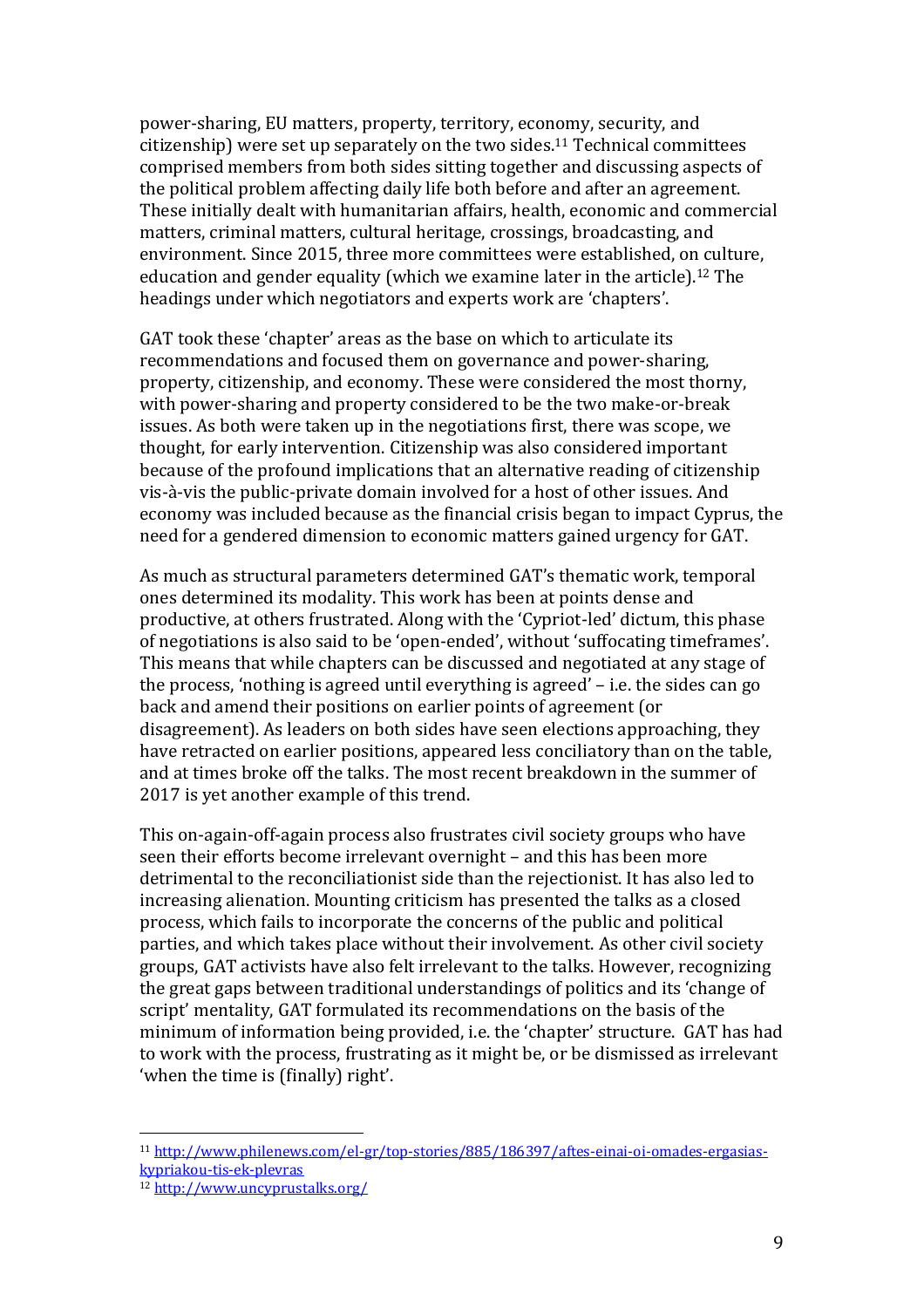power-sharing, EU matters, property, territory, economy, security, and citizenship) were set up separately on the two sides.[11] Technical committees comprised members from both sides sitting together and discussing aspects of the political problem affecting daily life both before and after an agreement. These initially dealt with humanitarian affairs, health, economic and commercial matters, criminal matters, cultural heritage, crossings, broadcasting, and environment. Since 2015, three more committees were established, on culture, education and gender equality (which we examine later in the article).[12] The headings under which negotiators and experts work are 'chapters'.

GAT took these 'chapter' areas as the base on which to articulate its recommendations and focused them on governance and power-sharing, property, citizenship, and economy. These were considered the most thorny, with power-sharing and property considered to be the two make-or-break issues. As both were taken up in the negotiations first, there was scope, we thought, for early intervention. Citizenship was also considered important because of the profound implications that an alternative reading of citizenship vis-à-vis the public-private domain involved for a host of other issues. And economy was included because as the financial crisis began to impact Cyprus, the need for a gendered dimension to economic matters gained urgency for GAT.

As much as structural parameters determined GAT's thematic work, temporal ones determined its modality. This work has been at points dense and productive, at others frustrated. Along with the 'Cypriot-led' dictum, this phase of negotiations is also said to be 'open-ended', without 'suffocating timeframes'. This means that while chapters can be discussed and negotiated at any stage of the process, 'nothing is agreed until everything is agreed' – i.e. the sides can go back and amend their positions on earlier points of agreement (or disagreement). As leaders on both sides have seen elections approaching, they have retracted on earlier positions, appeared less conciliatory than on the table, and at times broke off the talks. The most recent breakdown in the summer of 2017 is yet another example of this trend.

This on-again-off-again process also frustrates civil society groups who have seen their efforts become irrelevant overnight – and this has been more detrimental to the reconciliationist side than the rejectionist. It has also led to increasing alienation. Mounting criticism has presented the talks as a closed process, which fails to incorporate the concerns of the public and political parties, and which takes place without their involvement. As other civil society groups, GAT activists have also felt irrelevant to the talks. However, recognizing the great gaps between traditional understandings of politics and its 'change of script' mentality, GAT formulated its recommendations on the basis of the minimum of information being provided, i.e. the 'chapter' structure. GAT has had to work with the process, frustrating as it might be, or be dismissed as irrelevant 'when the time is (finally) right'.

---

[11] http://www.philenews.com/el-gr/top-stories/885/186397/aftes-einai-oi-omades-ergasias-kypriakou-tis-ek-plevras

[12] http://www.uncyprustalks.org/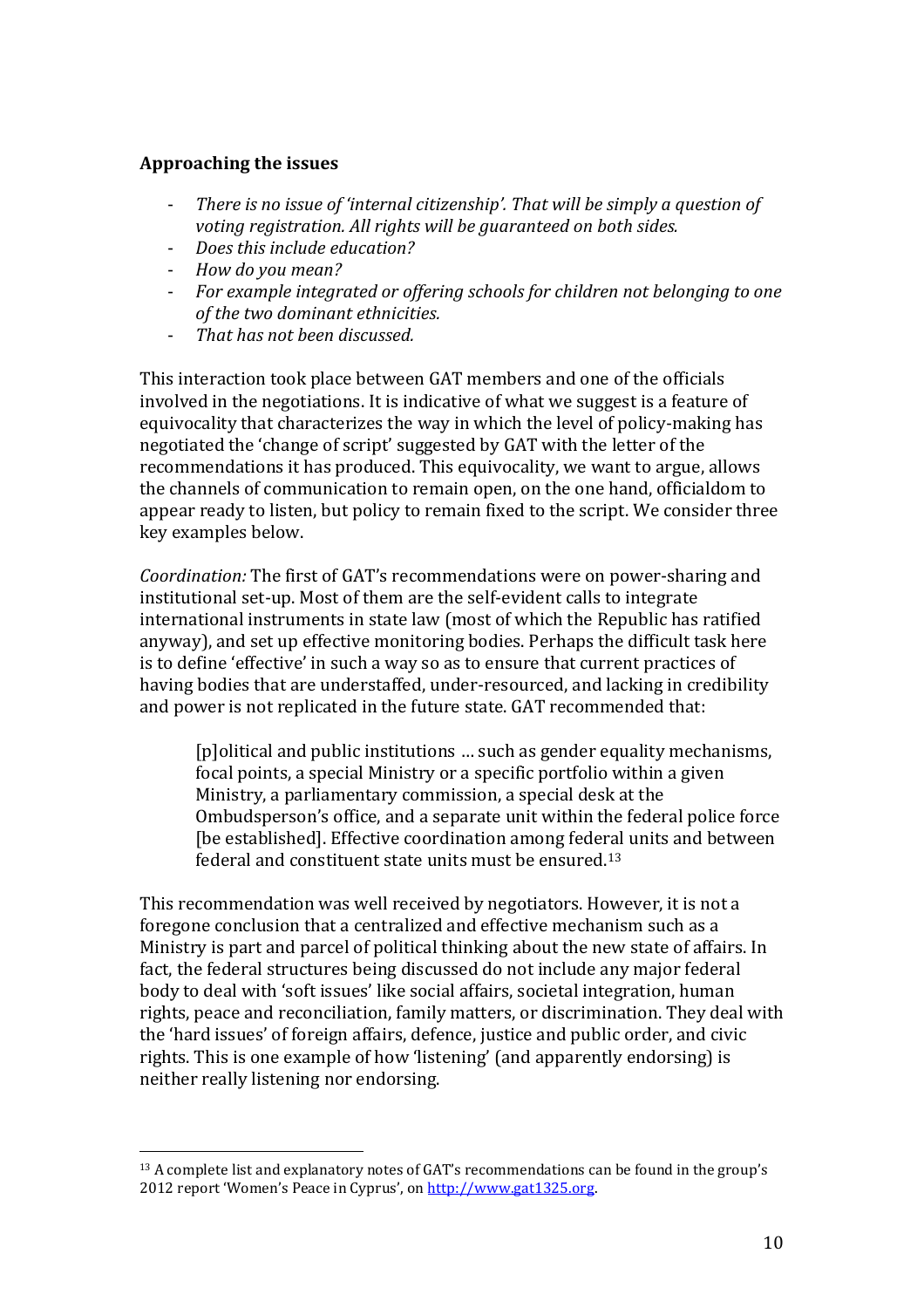### Approaching the issues

- *There is no issue of 'internal citizenship'. That will be simply a question of voting registration. All rights will be guaranteed on both sides.*
- *Does this include education?*
- *How do you mean?*
- *For example integrated or offering schools for children not belonging to one of the two dominant ethnicities.*
- *That has not been discussed.*

This interaction took place between GAT members and one of the officials involved in the negotiations. It is indicative of what we suggest is a feature of equivocality that characterizes the way in which the level of policy-making has negotiated the 'change of script' suggested by GAT with the letter of the recommendations it has produced. This equivocality, we want to argue, allows the channels of communication to remain open, on the one hand, officialdom to appear ready to listen, but policy to remain fixed to the script. We consider three key examples below.

*Coordination:* The first of GAT's recommendations were on power-sharing and institutional set-up. Most of them are the self-evident calls to integrate international instruments in state law (most of which the Republic has ratified anyway), and set up effective monitoring bodies. Perhaps the difficult task here is to define 'effective' in such a way so as to ensure that current practices of having bodies that are understaffed, under-resourced, and lacking in credibility and power is not replicated in the future state. GAT recommended that:

> [p]olitical and public institutions … such as gender equality mechanisms, focal points, a special Ministry or a specific portfolio within a given Ministry, a parliamentary commission, a special desk at the Ombudsperson's office, and a separate unit within the federal police force [be established]. Effective coordination among federal units and between federal and constituent state units must be ensured.[13]

This recommendation was well received by negotiators. However, it is not a foregone conclusion that a centralized and effective mechanism such as a Ministry is part and parcel of political thinking about the new state of affairs. In fact, the federal structures being discussed do not include any major federal body to deal with 'soft issues' like social affairs, societal integration, human rights, peace and reconciliation, family matters, or discrimination. They deal with the 'hard issues' of foreign affairs, defence, justice and public order, and civic rights. This is one example of how 'listening' (and apparently endorsing) is neither really listening nor endorsing.

[13] A complete list and explanatory notes of GAT's recommendations can be found in the group's 2012 report 'Women's Peace in Cyprus', on http://www.gat1325.org.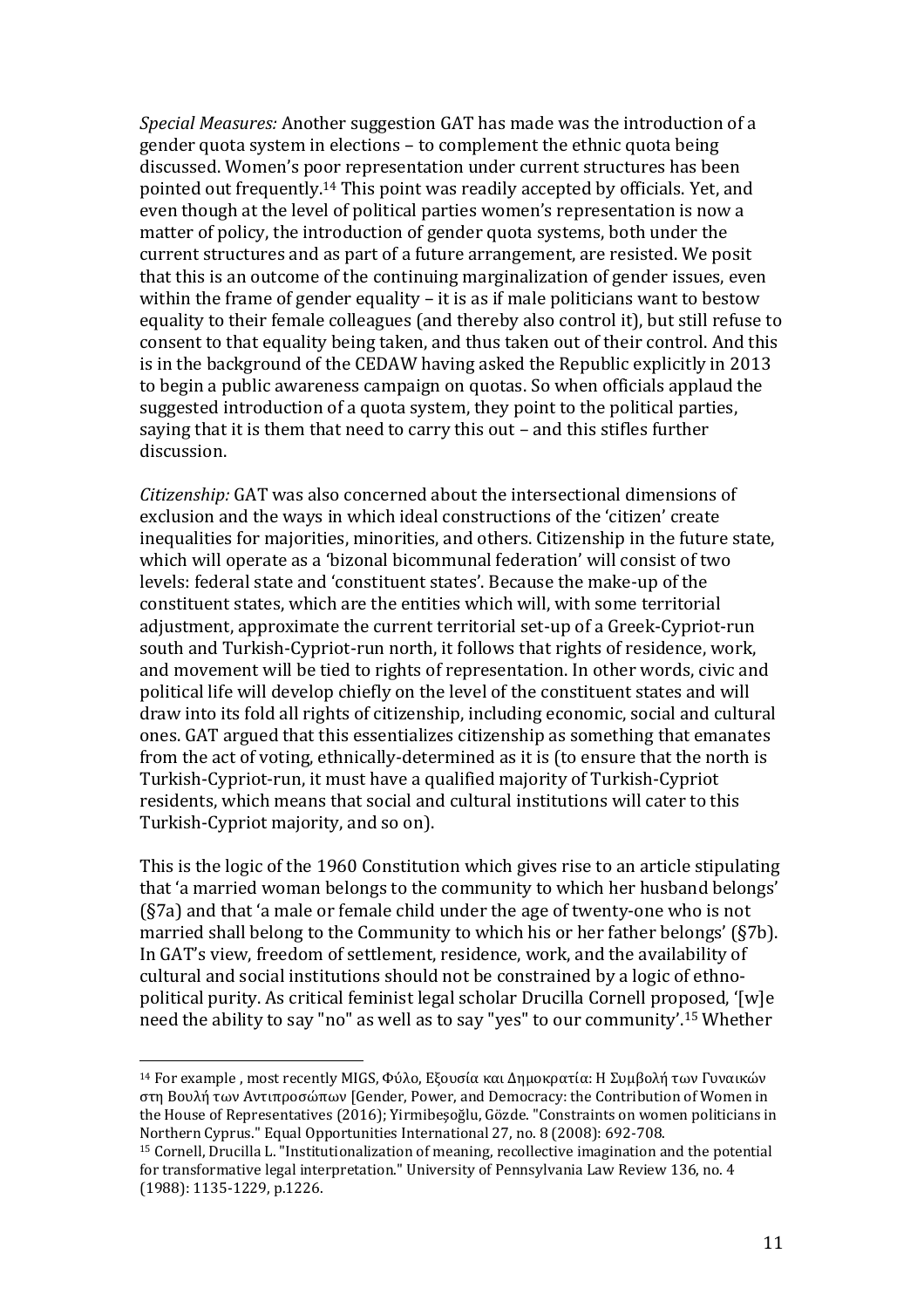*Special Measures:* Another suggestion GAT has made was the introduction of a gender quota system in elections – to complement the ethnic quota being discussed. Women's poor representation under current structures has been pointed out frequently.[14] This point was readily accepted by officials. Yet, and even though at the level of political parties women's representation is now a matter of policy, the introduction of gender quota systems, both under the current structures and as part of a future arrangement, are resisted. We posit that this is an outcome of the continuing marginalization of gender issues, even within the frame of gender equality – it is as if male politicians want to bestow equality to their female colleagues (and thereby also control it), but still refuse to consent to that equality being taken, and thus taken out of their control. And this is in the background of the CEDAW having asked the Republic explicitly in 2013 to begin a public awareness campaign on quotas. So when officials applaud the suggested introduction of a quota system, they point to the political parties, saying that it is them that need to carry this out – and this stifles further discussion.

*Citizenship:* GAT was also concerned about the intersectional dimensions of exclusion and the ways in which ideal constructions of the 'citizen' create inequalities for majorities, minorities, and others. Citizenship in the future state, which will operate as a 'bizonal bicommunal federation' will consist of two levels: federal state and 'constituent states'. Because the make-up of the constituent states, which are the entities which will, with some territorial adjustment, approximate the current territorial set-up of a Greek-Cypriot-run south and Turkish-Cypriot-run north, it follows that rights of residence, work, and movement will be tied to rights of representation. In other words, civic and political life will develop chiefly on the level of the constituent states and will draw into its fold all rights of citizenship, including economic, social and cultural ones. GAT argued that this essentializes citizenship as something that emanates from the act of voting, ethnically-determined as it is (to ensure that the north is Turkish-Cypriot-run, it must have a qualified majority of Turkish-Cypriot residents, which means that social and cultural institutions will cater to this Turkish-Cypriot majority, and so on).

This is the logic of the 1960 Constitution which gives rise to an article stipulating that 'a married woman belongs to the community to which her husband belongs' (§7a) and that 'a male or female child under the age of twenty-one who is not married shall belong to the Community to which his or her father belongs' (§7b). In GAT's view, freedom of settlement, residence, work, and the availability of cultural and social institutions should not be constrained by a logic of ethno-political purity. As critical feminist legal scholar Drucilla Cornell proposed, '[w]e need the ability to say "no" as well as to say "yes" to our community'.[15] Whether

---

[14] For example , most recently MIGS, Φύλο, Εξουσία και Δημοκρατία: Η Συμβολή των Γυναικών στη Βουλή των Αντιπροσώπων [Gender, Power, and Democracy: the Contribution of Women in the House of Representatives (2016); Yirmibeşoğlu, Gözde. "Constraints on women politicians in Northern Cyprus." Equal Opportunities International 27, no. 8 (2008): 692-708.

[15] Cornell, Drucilla L. "Institutionalization of meaning, recollective imagination and the potential for transformative legal interpretation." University of Pennsylvania Law Review 136, no. 4 (1988): 1135-1229, p.1226.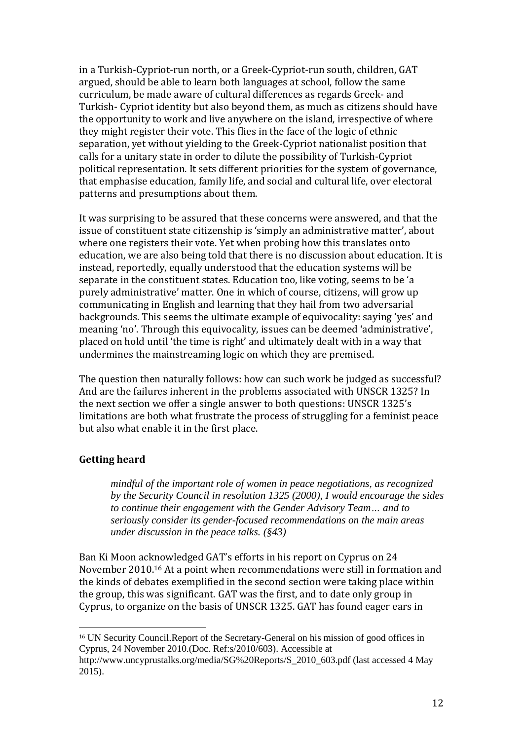in a Turkish-Cypriot-run north, or a Greek-Cypriot-run south, children, GAT argued, should be able to learn both languages at school, follow the same curriculum, be made aware of cultural differences as regards Greek- and Turkish- Cypriot identity but also beyond them, as much as citizens should have the opportunity to work and live anywhere on the island, irrespective of where they might register their vote. This flies in the face of the logic of ethnic separation, yet without yielding to the Greek-Cypriot nationalist position that calls for a unitary state in order to dilute the possibility of Turkish-Cypriot political representation. It sets different priorities for the system of governance, that emphasise education, family life, and social and cultural life, over electoral patterns and presumptions about them.

It was surprising to be assured that these concerns were answered, and that the issue of constituent state citizenship is 'simply an administrative matter', about where one registers their vote. Yet when probing how this translates onto education, we are also being told that there is no discussion about education. It is instead, reportedly, equally understood that the education systems will be separate in the constituent states. Education too, like voting, seems to be 'a purely administrative' matter. One in which of course, citizens, will grow up communicating in English and learning that they hail from two adversarial backgrounds. This seems the ultimate example of equivocality: saying 'yes' and meaning 'no'. Through this equivocality, issues can be deemed 'administrative', placed on hold until 'the time is right' and ultimately dealt with in a way that undermines the mainstreaming logic on which they are premised.

The question then naturally follows: how can such work be judged as successful? And are the failures inherent in the problems associated with UNSCR 1325? In the next section we offer a single answer to both questions: UNSCR 1325's limitations are both what frustrate the process of struggling for a feminist peace but also what enable it in the first place.

## Getting heard

> *mindful of the important role of women in peace negotiations, as recognized by the Security Council in resolution 1325 (2000), I would encourage the sides to continue their engagement with the Gender Advisory Team… and to seriously consider its gender-focused recommendations on the main areas under discussion in the peace talks. (§43)*

Ban Ki Moon acknowledged GAT's efforts in his report on Cyprus on 24 November 2010.[16] At a point when recommendations were still in formation and the kinds of debates exemplified in the second section were taking place within the group, this was significant. GAT was the first, and to date only group in Cyprus, to organize on the basis of UNSCR 1325. GAT has found eager ears in

[16] UN Security Council.Report of the Secretary-General on his mission of good offices in Cyprus, 24 November 2010.(Doc. Ref:s/2010/603). Accessible at http://www.uncyprustalks.org/media/SG%20Reports/S_2010_603.pdf (last accessed 4 May 2015).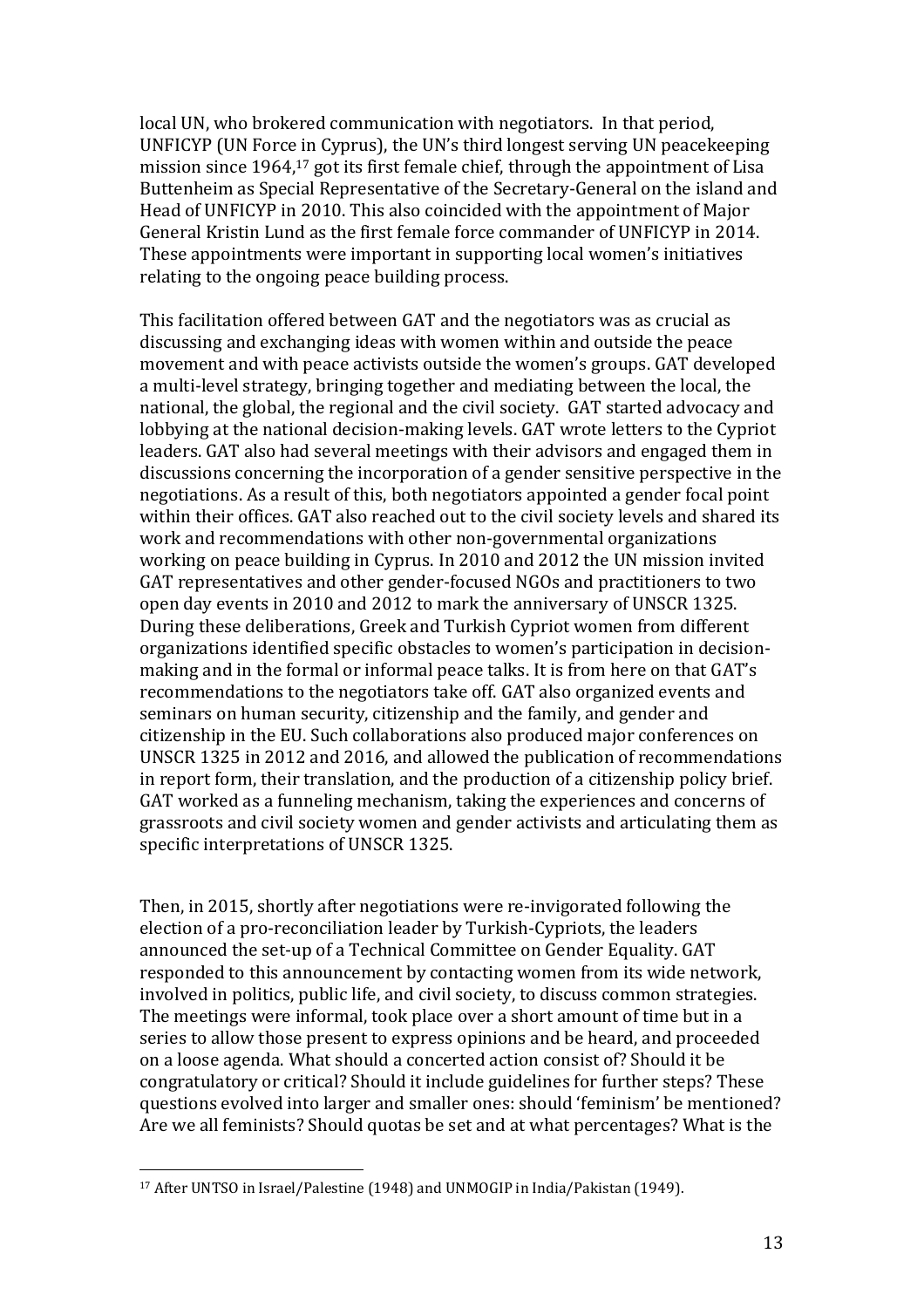local UN, who brokered communication with negotiators. In that period, UNFICYP (UN Force in Cyprus), the UN's third longest serving UN peacekeeping mission since 1964,[17] got its first female chief, through the appointment of Lisa Buttenheim as Special Representative of the Secretary-General on the island and Head of UNFICYP in 2010. This also coincided with the appointment of Major General Kristin Lund as the first female force commander of UNFICYP in 2014. These appointments were important in supporting local women's initiatives relating to the ongoing peace building process.

This facilitation offered between GAT and the negotiators was as crucial as discussing and exchanging ideas with women within and outside the peace movement and with peace activists outside the women's groups. GAT developed a multi-level strategy, bringing together and mediating between the local, the national, the global, the regional and the civil society. GAT started advocacy and lobbying at the national decision-making levels. GAT wrote letters to the Cypriot leaders. GAT also had several meetings with their advisors and engaged them in discussions concerning the incorporation of a gender sensitive perspective in the negotiations. As a result of this, both negotiators appointed a gender focal point within their offices. GAT also reached out to the civil society levels and shared its work and recommendations with other non-governmental organizations working on peace building in Cyprus. In 2010 and 2012 the UN mission invited GAT representatives and other gender-focused NGOs and practitioners to two open day events in 2010 and 2012 to mark the anniversary of UNSCR 1325. During these deliberations, Greek and Turkish Cypriot women from different organizations identified specific obstacles to women's participation in decision-making and in the formal or informal peace talks. It is from here on that GAT's recommendations to the negotiators take off. GAT also organized events and seminars on human security, citizenship and the family, and gender and citizenship in the EU. Such collaborations also produced major conferences on UNSCR 1325 in 2012 and 2016, and allowed the publication of recommendations in report form, their translation, and the production of a citizenship policy brief. GAT worked as a funneling mechanism, taking the experiences and concerns of grassroots and civil society women and gender activists and articulating them as specific interpretations of UNSCR 1325.

Then, in 2015, shortly after negotiations were re-invigorated following the election of a pro-reconciliation leader by Turkish-Cypriots, the leaders announced the set-up of a Technical Committee on Gender Equality. GAT responded to this announcement by contacting women from its wide network, involved in politics, public life, and civil society, to discuss common strategies. The meetings were informal, took place over a short amount of time but in a series to allow those present to express opinions and be heard, and proceeded on a loose agenda. What should a concerted action consist of? Should it be congratulatory or critical? Should it include guidelines for further steps? These questions evolved into larger and smaller ones: should 'feminism' be mentioned? Are we all feminists? Should quotas be set and at what percentages? What is the

[17] After UNTSO in Israel/Palestine (1948) and UNMOGIP in India/Pakistan (1949).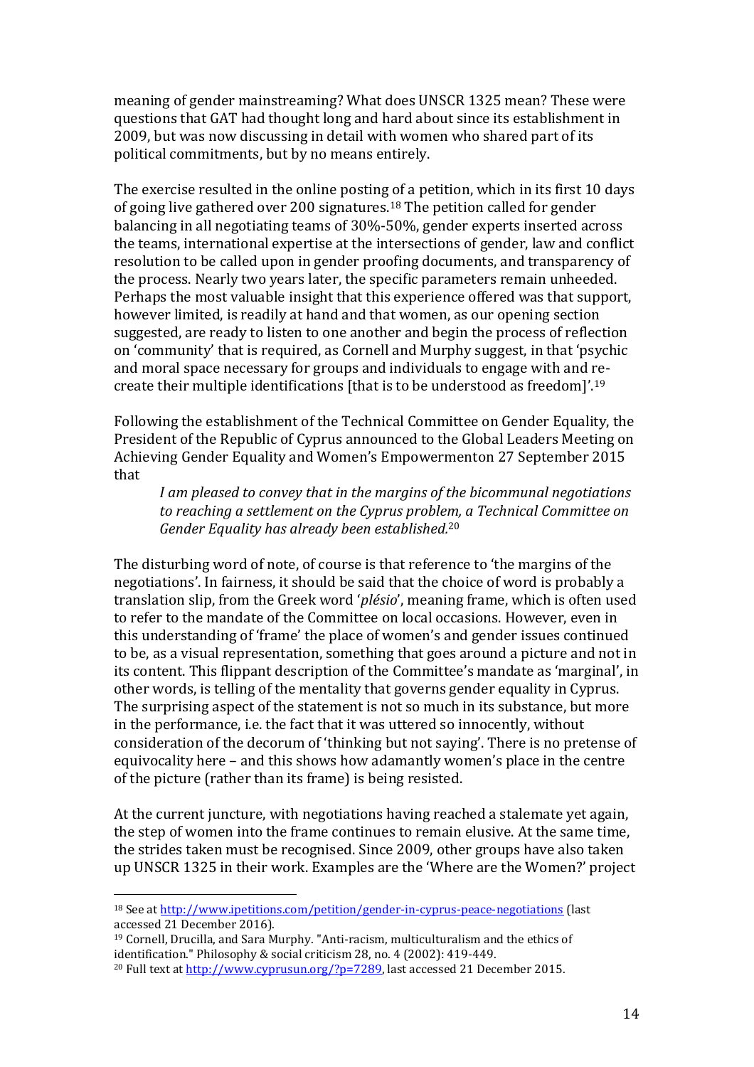meaning of gender mainstreaming? What does UNSCR 1325 mean? These were questions that GAT had thought long and hard about since its establishment in 2009, but was now discussing in detail with women who shared part of its political commitments, but by no means entirely.

The exercise resulted in the online posting of a petition, which in its first 10 days of going live gathered over 200 signatures.[18] The petition called for gender balancing in all negotiating teams of 30%-50%, gender experts inserted across the teams, international expertise at the intersections of gender, law and conflict resolution to be called upon in gender proofing documents, and transparency of the process. Nearly two years later, the specific parameters remain unheeded. Perhaps the most valuable insight that this experience offered was that support, however limited, is readily at hand and that women, as our opening section suggested, are ready to listen to one another and begin the process of reflection on 'community' that is required, as Cornell and Murphy suggest, in that 'psychic and moral space necessary for groups and individuals to engage with and re-create their multiple identifications [that is to be understood as freedom]'.[19]

Following the establishment of the Technical Committee on Gender Equality, the President of the Republic of Cyprus announced to the Global Leaders Meeting on Achieving Gender Equality and Women's Empowermenton 27 September 2015 that

> *I am pleased to convey that in the margins of the bicommunal negotiations to reaching a settlement on the Cyprus problem, a Technical Committee on Gender Equality has already been established.*[20]

The disturbing word of note, of course is that reference to 'the margins of the negotiations'. In fairness, it should be said that the choice of word is probably a translation slip, from the Greek word '*plésio*', meaning frame, which is often used to refer to the mandate of the Committee on local occasions. However, even in this understanding of 'frame' the place of women's and gender issues continued to be, as a visual representation, something that goes around a picture and not in its content. This flippant description of the Committee's mandate as 'marginal', in other words, is telling of the mentality that governs gender equality in Cyprus. The surprising aspect of the statement is not so much in its substance, but more in the performance, i.e. the fact that it was uttered so innocently, without consideration of the decorum of 'thinking but not saying'. There is no pretense of equivocality here – and this shows how adamantly women's place in the centre of the picture (rather than its frame) is being resisted.

At the current juncture, with negotiations having reached a stalemate yet again, the step of women into the frame continues to remain elusive. At the same time, the strides taken must be recognised. Since 2009, other groups have also taken up UNSCR 1325 in their work. Examples are the 'Where are the Women?' project

---

[18] See at http://www.ipetitions.com/petition/gender-in-cyprus-peace-negotiations (last accessed 21 December 2016).

[19] Cornell, Drucilla, and Sara Murphy. "Anti-racism, multiculturalism and the ethics of identification." Philosophy & social criticism 28, no. 4 (2002): 419-449.

[20] Full text at http://www.cyprusun.org/?p=7289, last accessed 21 December 2015.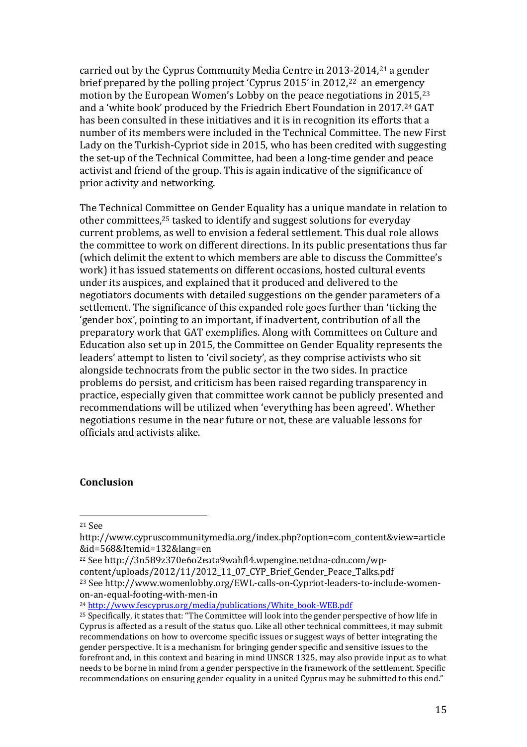carried out by the Cyprus Community Media Centre in 2013-2014,[21] a gender brief prepared by the polling project 'Cyprus 2015' in 2012,[22] an emergency motion by the European Women's Lobby on the peace negotiations in 2015,[23] and a 'white book' produced by the Friedrich Ebert Foundation in 2017.[24] GAT has been consulted in these initiatives and it is in recognition its efforts that a number of its members were included in the Technical Committee. The new First Lady on the Turkish-Cypriot side in 2015, who has been credited with suggesting the set-up of the Technical Committee, had been a long-time gender and peace activist and friend of the group. This is again indicative of the significance of prior activity and networking.

The Technical Committee on Gender Equality has a unique mandate in relation to other committees,[25] tasked to identify and suggest solutions for everyday current problems, as well to envision a federal settlement. This dual role allows the committee to work on different directions. In its public presentations thus far (which delimit the extent to which members are able to discuss the Committee's work) it has issued statements on different occasions, hosted cultural events under its auspices, and explained that it produced and delivered to the negotiators documents with detailed suggestions on the gender parameters of a settlement. The significance of this expanded role goes further than 'ticking the 'gender box', pointing to an important, if inadvertent, contribution of all the preparatory work that GAT exemplifies. Along with Committees on Culture and Education also set up in 2015, the Committee on Gender Equality represents the leaders' attempt to listen to 'civil society', as they comprise activists who sit alongside technocrats from the public sector in the two sides. In practice problems do persist, and criticism has been raised regarding transparency in practice, especially given that committee work cannot be publicly presented and recommendations will be utilized when 'everything has been agreed'. Whether negotiations resume in the near future or not, these are valuable lessons for officials and activists alike.

## Conclusion

---

[21] See http://www.cypruscommunitymedia.org/index.php?option=com_content&view=article&id=568&Itemid=132&lang=en

[22] See http://3n589z370e6o2eata9wahfl4.wpengine.netdna-cdn.com/wp-content/uploads/2012/11/2012_11_07_CYP_Brief_Gender_Peace_Talks.pdf

[23] See http://www.womenlobby.org/EWL-calls-on-Cypriot-leaders-to-include-women-on-an-equal-footing-with-men-in

[24] http://www.fescyprus.org/media/publications/White_book-WEB.pdf

[25] Specifically, it states that: "The Committee will look into the gender perspective of how life in Cyprus is affected as a result of the status quo. Like all other technical committees, it may submit recommendations on how to overcome specific issues or suggest ways of better integrating the gender perspective. It is a mechanism for bringing gender specific and sensitive issues to the forefront and, in this context and bearing in mind UNSCR 1325, may also provide input as to what needs to be borne in mind from a gender perspective in the framework of the settlement. Specific recommendations on ensuring gender equality in a united Cyprus may be submitted to this end."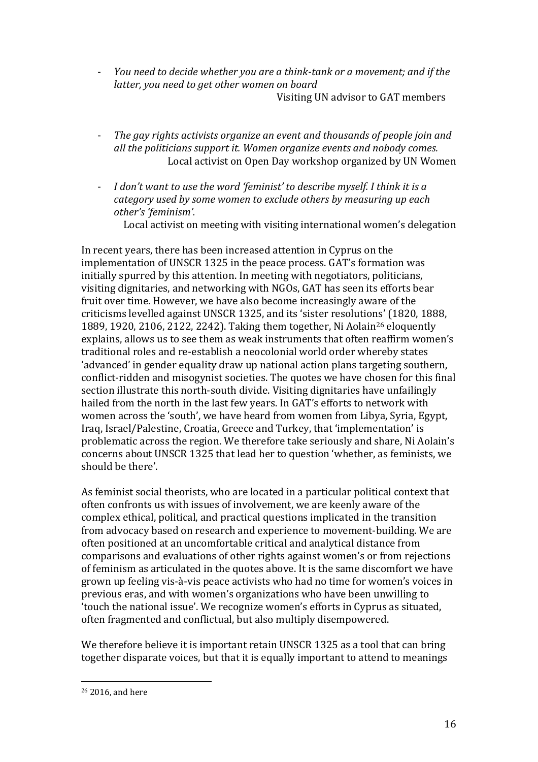- *You need to decide whether you are a think-tank or a movement; and if the latter, you need to get other women on board*

  Visiting UN advisor to GAT members

- *The gay rights activists organize an event and thousands of people join and all the politicians support it. Women organize events and nobody comes.*

  Local activist on Open Day workshop organized by UN Women

- *I don't want to use the word 'feminist' to describe myself. I think it is a category used by some women to exclude others by measuring up each other's 'feminism'.*

  Local activist on meeting with visiting international women's delegation

In recent years, there has been increased attention in Cyprus on the implementation of UNSCR 1325 in the peace process. GAT's formation was initially spurred by this attention. In meeting with negotiators, politicians, visiting dignitaries, and networking with NGOs, GAT has seen its efforts bear fruit over time. However, we have also become increasingly aware of the criticisms levelled against UNSCR 1325, and its 'sister resolutions' (1820, 1888, 1889, 1920, 2106, 2122, 2242). Taking them together, Ni Aolain[26] eloquently explains, allows us to see them as weak instruments that often reaffirm women's traditional roles and re-establish a neocolonial world order whereby states 'advanced' in gender equality draw up national action plans targeting southern, conflict-ridden and misogynist societies. The quotes we have chosen for this final section illustrate this north-south divide. Visiting dignitaries have unfailingly hailed from the north in the last few years. In GAT's efforts to network with women across the 'south', we have heard from women from Libya, Syria, Egypt, Iraq, Israel/Palestine, Croatia, Greece and Turkey, that 'implementation' is problematic across the region. We therefore take seriously and share, Ni Aolain's concerns about UNSCR 1325 that lead her to question 'whether, as feminists, we should be there'.

As feminist social theorists, who are located in a particular political context that often confronts us with issues of involvement, we are keenly aware of the complex ethical, political, and practical questions implicated in the transition from advocacy based on research and experience to movement-building. We are often positioned at an uncomfortable critical and analytical distance from comparisons and evaluations of other rights against women's or from rejections of feminism as articulated in the quotes above. It is the same discomfort we have grown up feeling vis-à-vis peace activists who had no time for women's voices in previous eras, and with women's organizations who have been unwilling to 'touch the national issue'. We recognize women's efforts in Cyprus as situated, often fragmented and conflictual, but also multiply disempowered.

We therefore believe it is important retain UNSCR 1325 as a tool that can bring together disparate voices, but that it is equally important to attend to meanings

[26] 2016, and here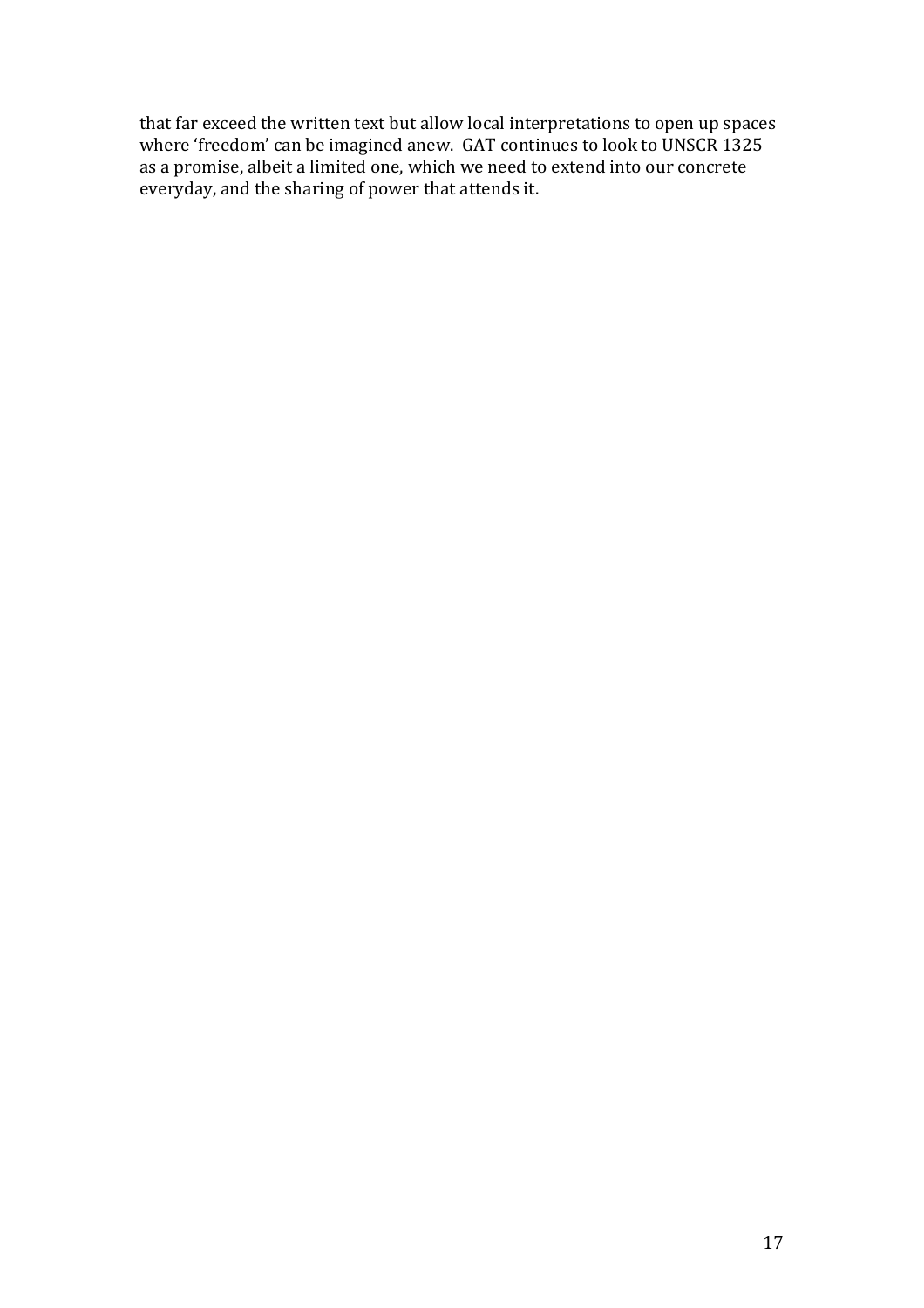that far exceed the written text but allow local interpretations to open up spaces where 'freedom' can be imagined anew. GAT continues to look to UNSCR 1325 as a promise, albeit a limited one, which we need to extend into our concrete everyday, and the sharing of power that attends it.